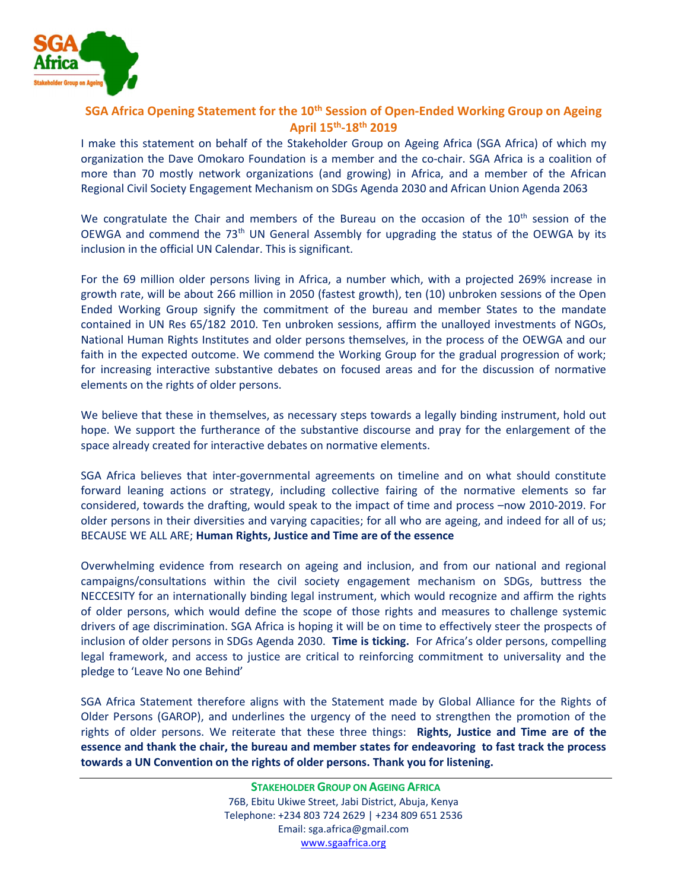## SGA Africa Opening Statement for the 10th Session of Open-Ended Working Group on Ageing April 15th-18th 2019

I make this statement on behalf of the Stakeholder Group on Ageing Africa (SGA Africa) of which my organization the Dave Omokaro Foundation is a member and the co-chair. SGA Africa is a coalition of more than 70 mostly network organizations (and growing) in Africa, and a member of the African Regional Civil Society Engagement Mechanism on SDGs Agenda 2030 and African Union Agenda 2063

We congratulate the Chair and members of the Bureau on the occasion of the 10th session of the OEWGA and commend the 73th UN General Assembly for upgrading the status of the OEWGA by its inclusion in the official UN Calendar. This is significant.

For the 69 million older persons living in Africa, a number which, with a projected 269% increase in growth rate, will be about 266 million in 2050 (fastest growth), ten (10) unbroken sessions of the Open Ended Working Group signify the commitment of the bureau and member States to the mandate contained in UN Res 65/182 2010. Ten unbroken sessions, affirm the unalloyed investments of NGOs, National Human Rights Institutes and older persons themselves, in the process of the OEWGA and our faith in the expected outcome. We commend the Working Group for the gradual progression of work; for increasing interactive substantive debates on focused areas and for the discussion of normative elements on the rights of older persons.

We believe that these in themselves, as necessary steps towards a legally binding instrument, hold out hope. We support the furtherance of the substantive discourse and pray for the enlargement of the space already created for interactive debates on normative elements.

SGA Africa believes that inter-governmental agreements on timeline and on what should constitute forward leaning actions or strategy, including collective fairing of the normative elements so far considered, towards the drafting, would speak to the impact of time and process –now 2010-2019. For older persons in their diversities and varying capacities; for all who are ageing, and indeed for all of us; BECAUSE WE ALL ARE; **Human Rights, Justice and Time are of the essence**

Overwhelming evidence from research on ageing and inclusion, and from our national and regional campaigns/consultations within the civil society engagement mechanism on SDGs, buttress the NECCESITY for an internationally binding legal instrument, which would recognize and affirm the rights of older persons, which would define the scope of those rights and measures to challenge systemic drivers of age discrimination. SGA Africa is hoping it will be on time to effectively steer the prospects of inclusion of older persons in SDGs Agenda 2030. **Time is ticking.** For Africa's older persons, compelling legal framework, and access to justice are critical to reinforcing commitment to universality and the pledge to 'Leave No one Behind'

SGA Africa Statement therefore aligns with the Statement made by Global Alliance for the Rights of Older Persons (GAROP), and underlines the urgency of the need to strengthen the promotion of the rights of older persons. We reiterate that these three things: **Rights, Justice and Time are of the essence and thank the chair, the bureau and member states for endeavoring to fast track the process towards a UN Convention on the rights of older persons. Thank you for listening.**

---

**STAKEHOLDER GROUP ON AGEING AFRICA**
76B, Ebitu Ukiwe Street, Jabi District, Abuja, Kenya
Telephone: +234 803 724 2629 | +234 809 651 2536
Email: sga.africa@gmail.com
www.sgaafrica.org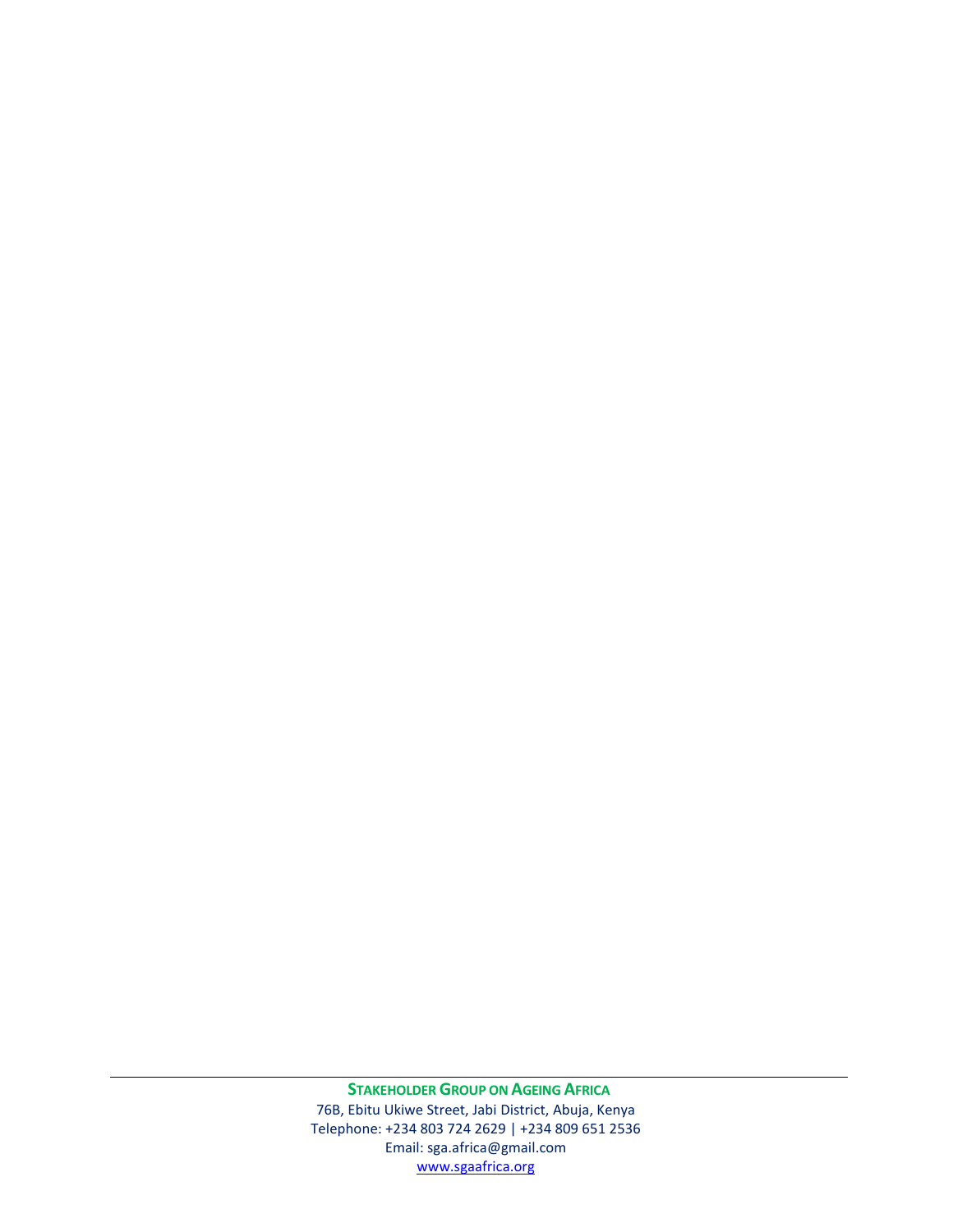**STAKEHOLDER GROUP ON AGEING AFRICA**

76B, Ebitu Ukiwe Street, Jabi District, Abuja, Kenya

Telephone: +234 803 724 2629 | +234 809 651 2536

Email: sga.africa@gmail.com

www.sgaafrica.org